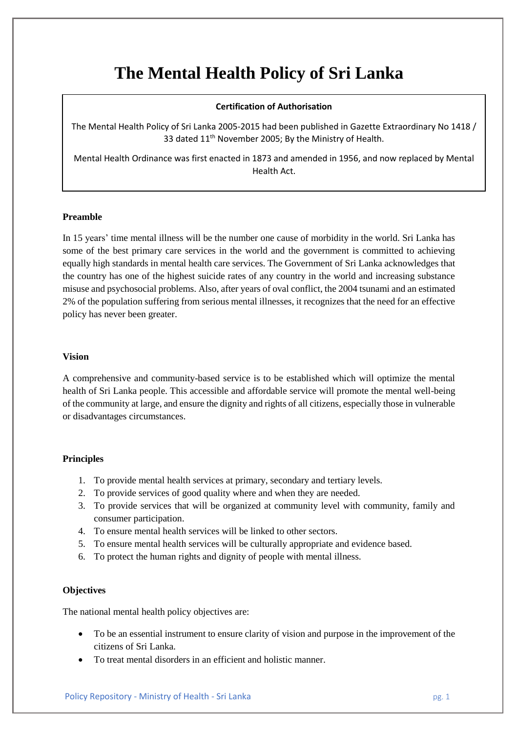# The Mental Health Policy of Sri Lanka

**Certification of Authorisation**

The Mental Health Policy of Sri Lanka 2005-2015 had been published in Gazette Extraordinary No 1418 / 33 dated 11th November 2005; By the Ministry of Health.

Mental Health Ordinance was first enacted in 1873 and amended in 1956, and now replaced by Mental Health Act.

## Preamble

In 15 years' time mental illness will be the number one cause of morbidity in the world. Sri Lanka has some of the best primary care services in the world and the government is committed to achieving equally high standards in mental health care services. The Government of Sri Lanka acknowledges that the country has one of the highest suicide rates of any country in the world and increasing substance misuse and psychosocial problems. Also, after years of oval conflict, the 2004 tsunami and an estimated 2% of the population suffering from serious mental illnesses, it recognizes that the need for an effective policy has never been greater.

## Vision

A comprehensive and community-based service is to be established which will optimize the mental health of Sri Lanka people. This accessible and affordable service will promote the mental well-being of the community at large, and ensure the dignity and rights of all citizens, especially those in vulnerable or disadvantages circumstances.

## Principles

1. To provide mental health services at primary, secondary and tertiary levels.
2. To provide services of good quality where and when they are needed.
3. To provide services that will be organized at community level with community, family and consumer participation.
4. To ensure mental health services will be linked to other sectors.
5. To ensure mental health services will be culturally appropriate and evidence based.
6. To protect the human rights and dignity of people with mental illness.

## Objectives

The national mental health policy objectives are:

- To be an essential instrument to ensure clarity of vision and purpose in the improvement of the citizens of Sri Lanka.
- To treat mental disorders in an efficient and holistic manner.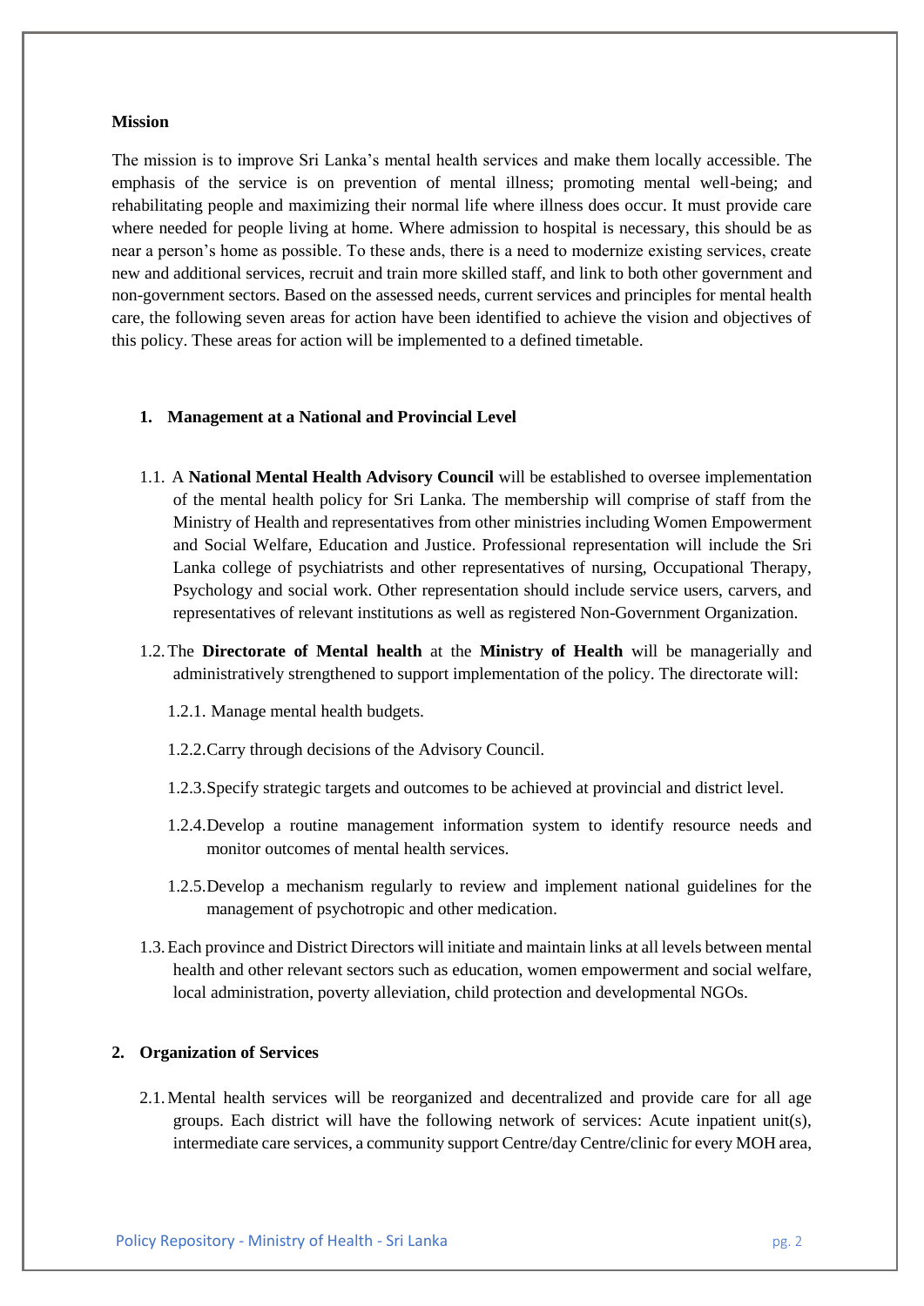**Mission**

The mission is to improve Sri Lanka's mental health services and make them locally accessible. The emphasis of the service is on prevention of mental illness; promoting mental well-being; and rehabilitating people and maximizing their normal life where illness does occur. It must provide care where needed for people living at home. Where admission to hospital is necessary, this should be as near a person's home as possible. To these ands, there is a need to modernize existing services, create new and additional services, recruit and train more skilled staff, and link to both other government and non-government sectors. Based on the assessed needs, current services and principles for mental health care, the following seven areas for action have been identified to achieve the vision and objectives of this policy. These areas for action will be implemented to a defined timetable.

**1. Management at a National and Provincial Level**

1.1. A **National Mental Health Advisory Council** will be established to oversee implementation of the mental health policy for Sri Lanka. The membership will comprise of staff from the Ministry of Health and representatives from other ministries including Women Empowerment and Social Welfare, Education and Justice. Professional representation will include the Sri Lanka college of psychiatrists and other representatives of nursing, Occupational Therapy, Psychology and social work. Other representation should include service users, carvers, and representatives of relevant institutions as well as registered Non-Government Organization.

1.2. The **Directorate of Mental health** at the **Ministry of Health** will be managerially and administratively strengthened to support implementation of the policy. The directorate will:

1.2.1. Manage mental health budgets.

1.2.2. Carry through decisions of the Advisory Council.

1.2.3. Specify strategic targets and outcomes to be achieved at provincial and district level.

1.2.4. Develop a routine management information system to identify resource needs and monitor outcomes of mental health services.

1.2.5. Develop a mechanism regularly to review and implement national guidelines for the management of psychotropic and other medication.

1.3. Each province and District Directors will initiate and maintain links at all levels between mental health and other relevant sectors such as education, women empowerment and social welfare, local administration, poverty alleviation, child protection and developmental NGOs.

**2. Organization of Services**

2.1. Mental health services will be reorganized and decentralized and provide care for all age groups. Each district will have the following network of services: Acute inpatient unit(s), intermediate care services, a community support Centre/day Centre/clinic for every MOH area,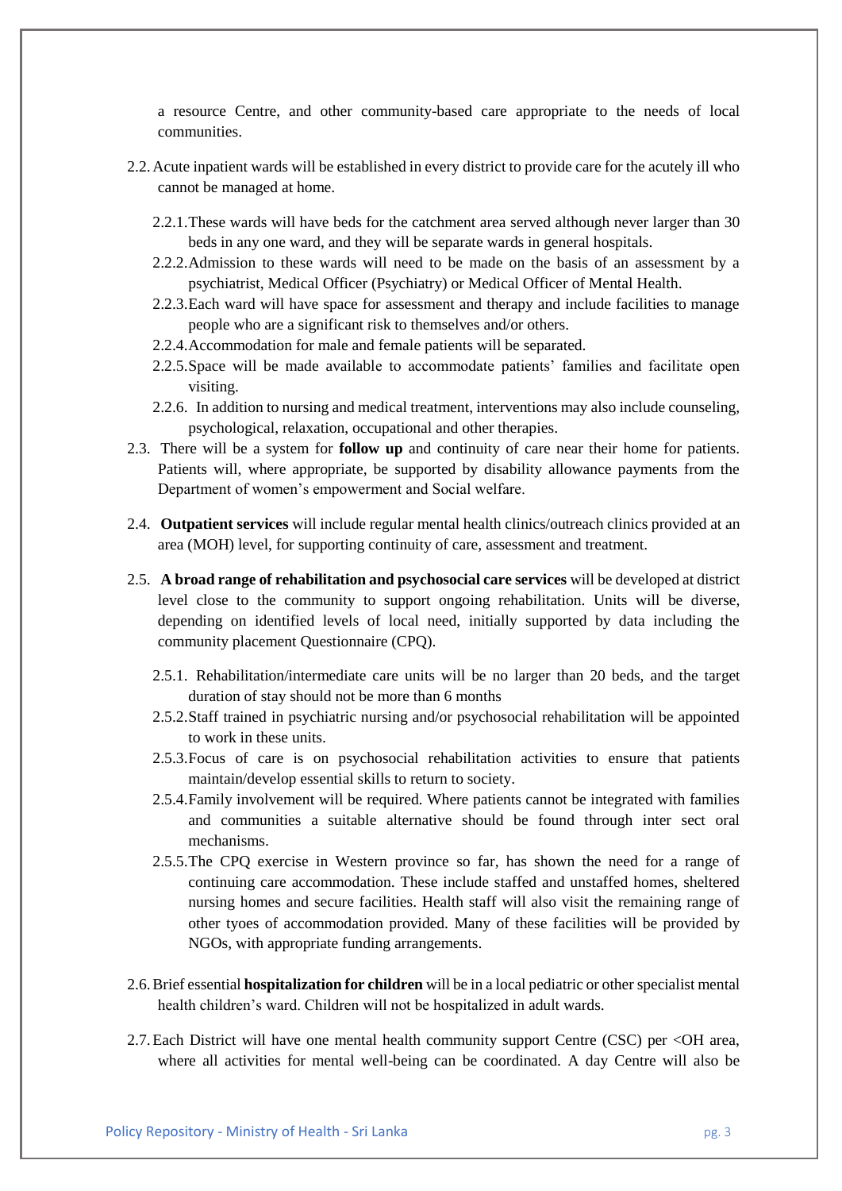a resource Centre, and other community-based care appropriate to the needs of local communities.

2.2. Acute inpatient wards will be established in every district to provide care for the acutely ill who cannot be managed at home.

   2.2.1. These wards will have beds for the catchment area served although never larger than 30 beds in any one ward, and they will be separate wards in general hospitals.
   2.2.2. Admission to these wards will need to be made on the basis of an assessment by a psychiatrist, Medical Officer (Psychiatry) or Medical Officer of Mental Health.
   2.2.3. Each ward will have space for assessment and therapy and include facilities to manage people who are a significant risk to themselves and/or others.
   2.2.4. Accommodation for male and female patients will be separated.
   2.2.5. Space will be made available to accommodate patients' families and facilitate open visiting.
   2.2.6. In addition to nursing and medical treatment, interventions may also include counseling, psychological, relaxation, occupational and other therapies.

2.3. There will be a system for **follow up** and continuity of care near their home for patients. Patients will, where appropriate, be supported by disability allowance payments from the Department of women's empowerment and Social welfare.

2.4. **Outpatient services** will include regular mental health clinics/outreach clinics provided at an area (MOH) level, for supporting continuity of care, assessment and treatment.

2.5. **A broad range of rehabilitation and psychosocial care services** will be developed at district level close to the community to support ongoing rehabilitation. Units will be diverse, depending on identified levels of local need, initially supported by data including the community placement Questionnaire (CPQ).

   2.5.1. Rehabilitation/intermediate care units will be no larger than 20 beds, and the target duration of stay should not be more than 6 months
   2.5.2. Staff trained in psychiatric nursing and/or psychosocial rehabilitation will be appointed to work in these units.
   2.5.3. Focus of care is on psychosocial rehabilitation activities to ensure that patients maintain/develop essential skills to return to society.
   2.5.4. Family involvement will be required. Where patients cannot be integrated with families and communities a suitable alternative should be found through inter sect oral mechanisms.
   2.5.5. The CPQ exercise in Western province so far, has shown the need for a range of continuing care accommodation. These include staffed and unstaffed homes, sheltered nursing homes and secure facilities. Health staff will also visit the remaining range of other tyoes of accommodation provided. Many of these facilities will be provided by NGOs, with appropriate funding arrangements.

2.6. Brief essential **hospitalization for children** will be in a local pediatric or other specialist mental health children's ward. Children will not be hospitalized in adult wards.

2.7. Each District will have one mental health community support Centre (CSC) per <OH area, where all activities for mental well-being can be coordinated. A day Centre will also be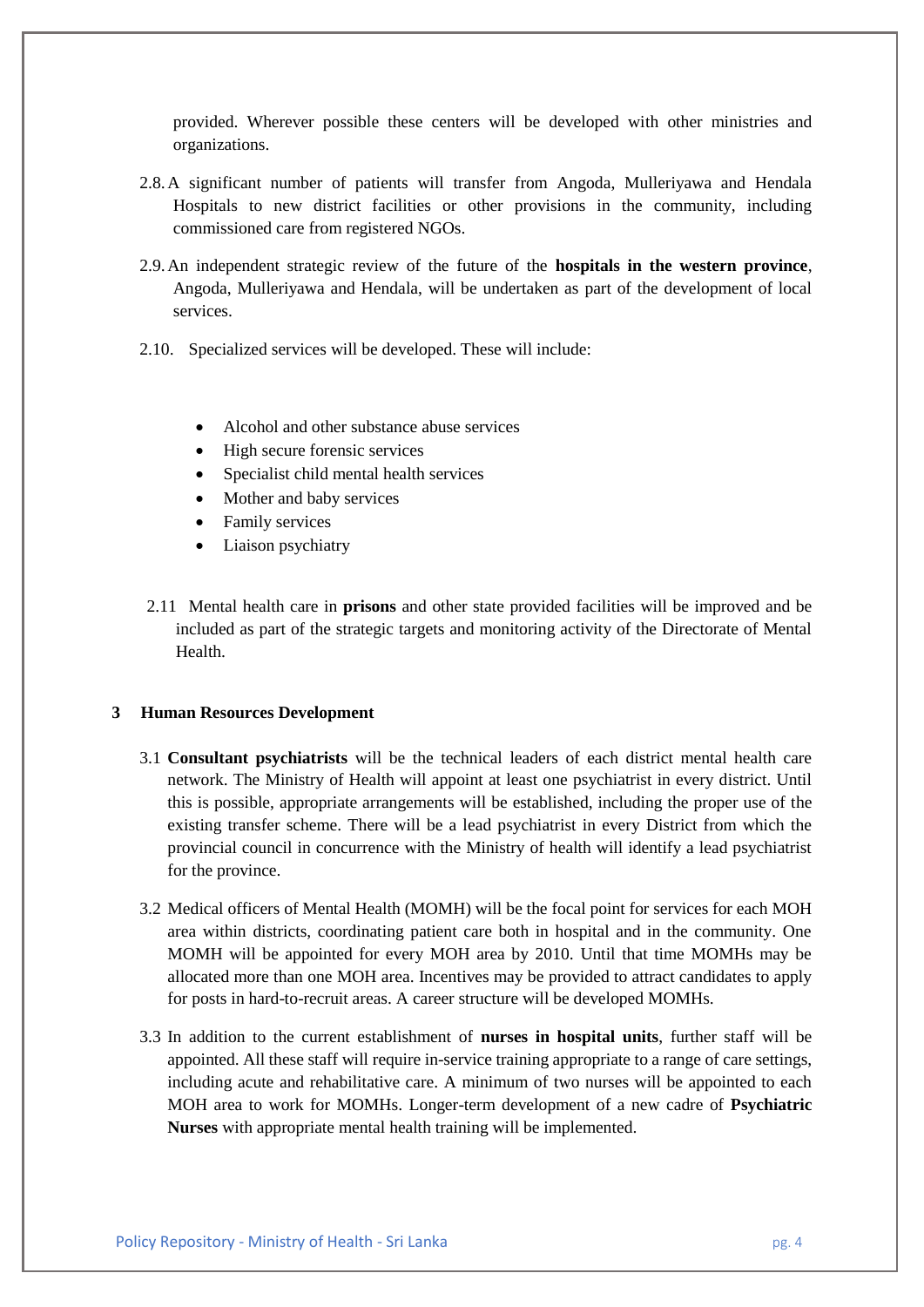provided. Wherever possible these centers will be developed with other ministries and organizations.

2.8. A significant number of patients will transfer from Angoda, Mulleriyawa and Hendala Hospitals to new district facilities or other provisions in the community, including commissioned care from registered NGOs.

2.9. An independent strategic review of the future of the **hospitals in the western province**, Angoda, Mulleriyawa and Hendala, will be undertaken as part of the development of local services.

2.10. Specialized services will be developed. These will include:

- Alcohol and other substance abuse services
- High secure forensic services
- Specialist child mental health services
- Mother and baby services
- Family services
- Liaison psychiatry

2.11 Mental health care in **prisons** and other state provided facilities will be improved and be included as part of the strategic targets and monitoring activity of the Directorate of Mental Health.

## 3 Human Resources Development

3.1 **Consultant psychiatrists** will be the technical leaders of each district mental health care network. The Ministry of Health will appoint at least one psychiatrist in every district. Until this is possible, appropriate arrangements will be established, including the proper use of the existing transfer scheme. There will be a lead psychiatrist in every District from which the provincial council in concurrence with the Ministry of health will identify a lead psychiatrist for the province.

3.2 Medical officers of Mental Health (MOMH) will be the focal point for services for each MOH area within districts, coordinating patient care both in hospital and in the community. One MOMH will be appointed for every MOH area by 2010. Until that time MOMHs may be allocated more than one MOH area. Incentives may be provided to attract candidates to apply for posts in hard-to-recruit areas. A career structure will be developed MOMHs.

3.3 In addition to the current establishment of **nurses in hospital units**, further staff will be appointed. All these staff will require in-service training appropriate to a range of care settings, including acute and rehabilitative care. A minimum of two nurses will be appointed to each MOH area to work for MOMHs. Longer-term development of a new cadre of **Psychiatric Nurses** with appropriate mental health training will be implemented.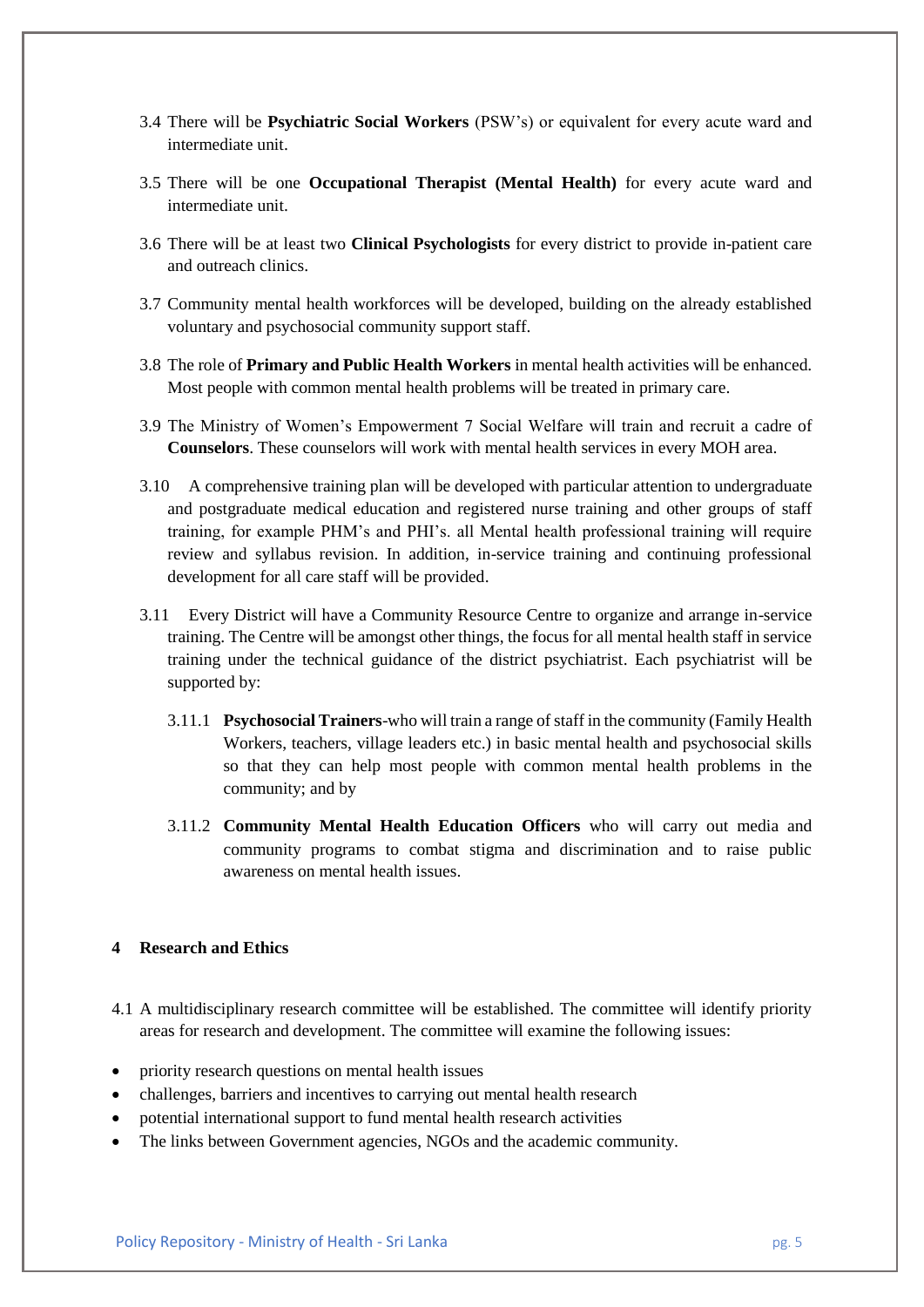3.4 There will be **Psychiatric Social Workers** (PSW's) or equivalent for every acute ward and intermediate unit.

3.5 There will be one **Occupational Therapist (Mental Health)** for every acute ward and intermediate unit.

3.6 There will be at least two **Clinical Psychologists** for every district to provide in-patient care and outreach clinics.

3.7 Community mental health workforces will be developed, building on the already established voluntary and psychosocial community support staff.

3.8 The role of **Primary and Public Health Workers** in mental health activities will be enhanced. Most people with common mental health problems will be treated in primary care.

3.9 The Ministry of Women's Empowerment 7 Social Welfare will train and recruit a cadre of **Counselors**. These counselors will work with mental health services in every MOH area.

3.10 A comprehensive training plan will be developed with particular attention to undergraduate and postgraduate medical education and registered nurse training and other groups of staff training, for example PHM's and PHI's. all Mental health professional training will require review and syllabus revision. In addition, in-service training and continuing professional development for all care staff will be provided.

3.11 Every District will have a Community Resource Centre to organize and arrange in-service training. The Centre will be amongst other things, the focus for all mental health staff in service training under the technical guidance of the district psychiatrist. Each psychiatrist will be supported by:

3.11.1 **Psychosocial Trainers**-who will train a range of staff in the community (Family Health Workers, teachers, village leaders etc.) in basic mental health and psychosocial skills so that they can help most people with common mental health problems in the community; and by

3.11.2 **Community Mental Health Education Officers** who will carry out media and community programs to combat stigma and discrimination and to raise public awareness on mental health issues.

## 4 Research and Ethics

4.1 A multidisciplinary research committee will be established. The committee will identify priority areas for research and development. The committee will examine the following issues:

- priority research questions on mental health issues
- challenges, barriers and incentives to carrying out mental health research
- potential international support to fund mental health research activities
- The links between Government agencies, NGOs and the academic community.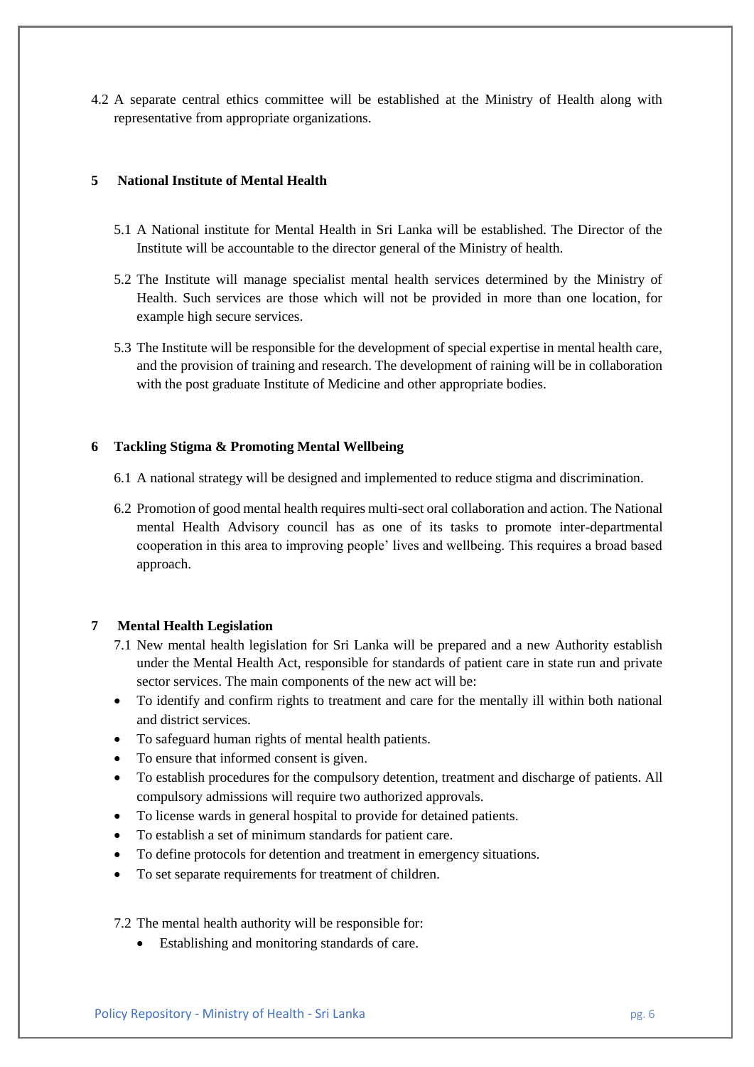4.2 A separate central ethics committee will be established at the Ministry of Health along with representative from appropriate organizations.

## 5 National Institute of Mental Health

5.1 A National institute for Mental Health in Sri Lanka will be established. The Director of the Institute will be accountable to the director general of the Ministry of health.

5.2 The Institute will manage specialist mental health services determined by the Ministry of Health. Such services are those which will not be provided in more than one location, for example high secure services.

5.3 The Institute will be responsible for the development of special expertise in mental health care, and the provision of training and research. The development of raining will be in collaboration with the post graduate Institute of Medicine and other appropriate bodies.

## 6 Tackling Stigma & Promoting Mental Wellbeing

6.1 A national strategy will be designed and implemented to reduce stigma and discrimination.

6.2 Promotion of good mental health requires multi-sect oral collaboration and action. The National mental Health Advisory council has as one of its tasks to promote inter-departmental cooperation in this area to improving people' lives and wellbeing. This requires a broad based approach.

## 7 Mental Health Legislation

7.1 New mental health legislation for Sri Lanka will be prepared and a new Authority establish under the Mental Health Act, responsible for standards of patient care in state run and private sector services. The main components of the new act will be:

- To identify and confirm rights to treatment and care for the mentally ill within both national and district services.
- To safeguard human rights of mental health patients.
- To ensure that informed consent is given.
- To establish procedures for the compulsory detention, treatment and discharge of patients. All compulsory admissions will require two authorized approvals.
- To license wards in general hospital to provide for detained patients.
- To establish a set of minimum standards for patient care.
- To define protocols for detention and treatment in emergency situations.
- To set separate requirements for treatment of children.

7.2 The mental health authority will be responsible for:

- Establishing and monitoring standards of care.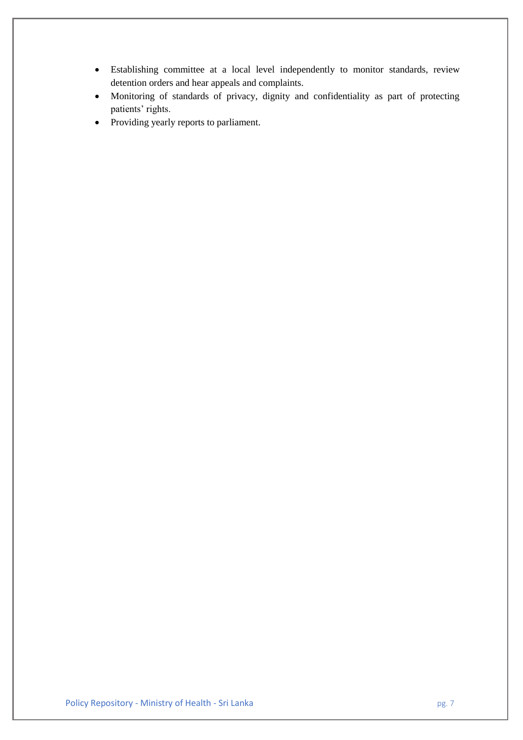- Establishing committee at a local level independently to monitor standards, review detention orders and hear appeals and complaints.
- Monitoring of standards of privacy, dignity and confidentiality as part of protecting patients' rights.
- Providing yearly reports to parliament.